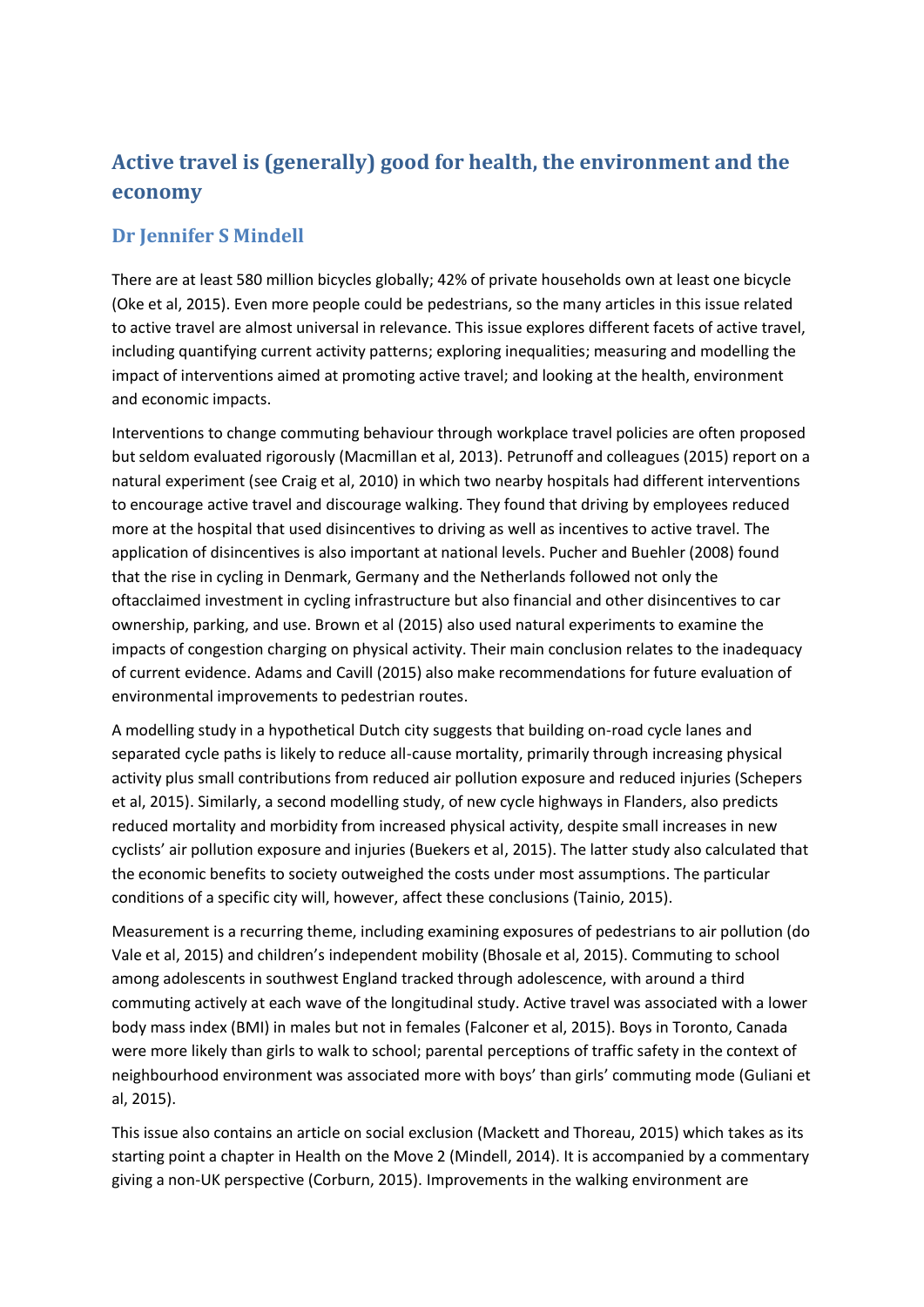# Active travel is (generally) good for health, the environment and the economy

## Dr Jennifer S Mindell

There are at least 580 million bicycles globally; 42% of private households own at least one bicycle (Oke et al, 2015). Even more people could be pedestrians, so the many articles in this issue related to active travel are almost universal in relevance. This issue explores different facets of active travel, including quantifying current activity patterns; exploring inequalities; measuring and modelling the impact of interventions aimed at promoting active travel; and looking at the health, environment and economic impacts.

Interventions to change commuting behaviour through workplace travel policies are often proposed but seldom evaluated rigorously (Macmillan et al, 2013). Petrunoff and colleagues (2015) report on a natural experiment (see Craig et al, 2010) in which two nearby hospitals had different interventions to encourage active travel and discourage walking. They found that driving by employees reduced more at the hospital that used disincentives to driving as well as incentives to active travel. The application of disincentives is also important at national levels. Pucher and Buehler (2008) found that the rise in cycling in Denmark, Germany and the Netherlands followed not only the oftacclaimed investment in cycling infrastructure but also financial and other disincentives to car ownership, parking, and use. Brown et al (2015) also used natural experiments to examine the impacts of congestion charging on physical activity. Their main conclusion relates to the inadequacy of current evidence. Adams and Cavill (2015) also make recommendations for future evaluation of environmental improvements to pedestrian routes.

A modelling study in a hypothetical Dutch city suggests that building on-road cycle lanes and separated cycle paths is likely to reduce all-cause mortality, primarily through increasing physical activity plus small contributions from reduced air pollution exposure and reduced injuries (Schepers et al, 2015). Similarly, a second modelling study, of new cycle highways in Flanders, also predicts reduced mortality and morbidity from increased physical activity, despite small increases in new cyclists' air pollution exposure and injuries (Buekers et al, 2015). The latter study also calculated that the economic benefits to society outweighed the costs under most assumptions. The particular conditions of a specific city will, however, affect these conclusions (Tainio, 2015).

Measurement is a recurring theme, including examining exposures of pedestrians to air pollution (do Vale et al, 2015) and children's independent mobility (Bhosale et al, 2015). Commuting to school among adolescents in southwest England tracked through adolescence, with around a third commuting actively at each wave of the longitudinal study. Active travel was associated with a lower body mass index (BMI) in males but not in females (Falconer et al, 2015). Boys in Toronto, Canada were more likely than girls to walk to school; parental perceptions of traffic safety in the context of neighbourhood environment was associated more with boys' than girls' commuting mode (Guliani et al, 2015).

This issue also contains an article on social exclusion (Mackett and Thoreau, 2015) which takes as its starting point a chapter in Health on the Move 2 (Mindell, 2014). It is accompanied by a commentary giving a non-UK perspective (Corburn, 2015). Improvements in the walking environment are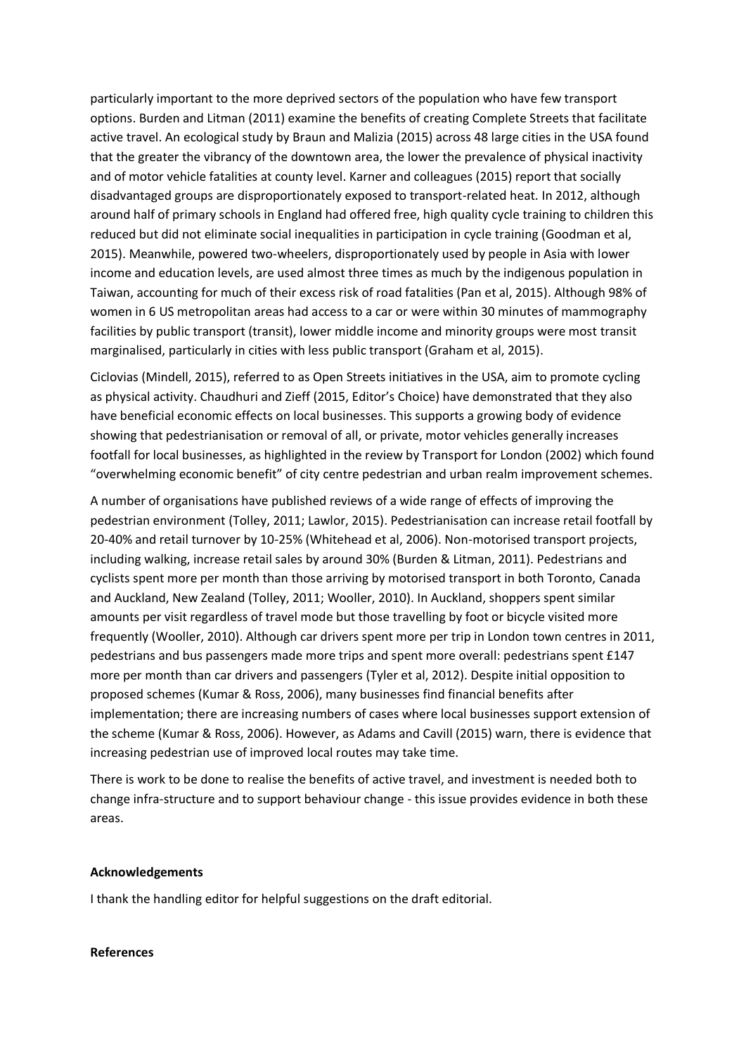particularly important to the more deprived sectors of the population who have few transport options. Burden and Litman (2011) examine the benefits of creating Complete Streets that facilitate active travel. An ecological study by Braun and Malizia (2015) across 48 large cities in the USA found that the greater the vibrancy of the downtown area, the lower the prevalence of physical inactivity and of motor vehicle fatalities at county level. Karner and colleagues (2015) report that socially disadvantaged groups are disproportionately exposed to transport-related heat. In 2012, although around half of primary schools in England had offered free, high quality cycle training to children this reduced but did not eliminate social inequalities in participation in cycle training (Goodman et al, 2015). Meanwhile, powered two-wheelers, disproportionately used by people in Asia with lower income and education levels, are used almost three times as much by the indigenous population in Taiwan, accounting for much of their excess risk of road fatalities (Pan et al, 2015). Although 98% of women in 6 US metropolitan areas had access to a car or were within 30 minutes of mammography facilities by public transport (transit), lower middle income and minority groups were most transit marginalised, particularly in cities with less public transport (Graham et al, 2015).

Ciclovias (Mindell, 2015), referred to as Open Streets initiatives in the USA, aim to promote cycling as physical activity. Chaudhuri and Zieff (2015, Editor's Choice) have demonstrated that they also have beneficial economic effects on local businesses. This supports a growing body of evidence showing that pedestrianisation or removal of all, or private, motor vehicles generally increases footfall for local businesses, as highlighted in the review by Transport for London (2002) which found "overwhelming economic benefit" of city centre pedestrian and urban realm improvement schemes.

A number of organisations have published reviews of a wide range of effects of improving the pedestrian environment (Tolley, 2011; Lawlor, 2015). Pedestrianisation can increase retail footfall by 20-40% and retail turnover by 10-25% (Whitehead et al, 2006). Non-motorised transport projects, including walking, increase retail sales by around 30% (Burden & Litman, 2011). Pedestrians and cyclists spent more per month than those arriving by motorised transport in both Toronto, Canada and Auckland, New Zealand (Tolley, 2011; Wooller, 2010). In Auckland, shoppers spent similar amounts per visit regardless of travel mode but those travelling by foot or bicycle visited more frequently (Wooller, 2010). Although car drivers spent more per trip in London town centres in 2011, pedestrians and bus passengers made more trips and spent more overall: pedestrians spent £147 more per month than car drivers and passengers (Tyler et al, 2012). Despite initial opposition to proposed schemes (Kumar & Ross, 2006), many businesses find financial benefits after implementation; there are increasing numbers of cases where local businesses support extension of the scheme (Kumar & Ross, 2006). However, as Adams and Cavill (2015) warn, there is evidence that increasing pedestrian use of improved local routes may take time.

There is work to be done to realise the benefits of active travel, and investment is needed both to change infra-structure and to support behaviour change - this issue provides evidence in both these areas.

**Acknowledgements**

I thank the handling editor for helpful suggestions on the draft editorial.

**References**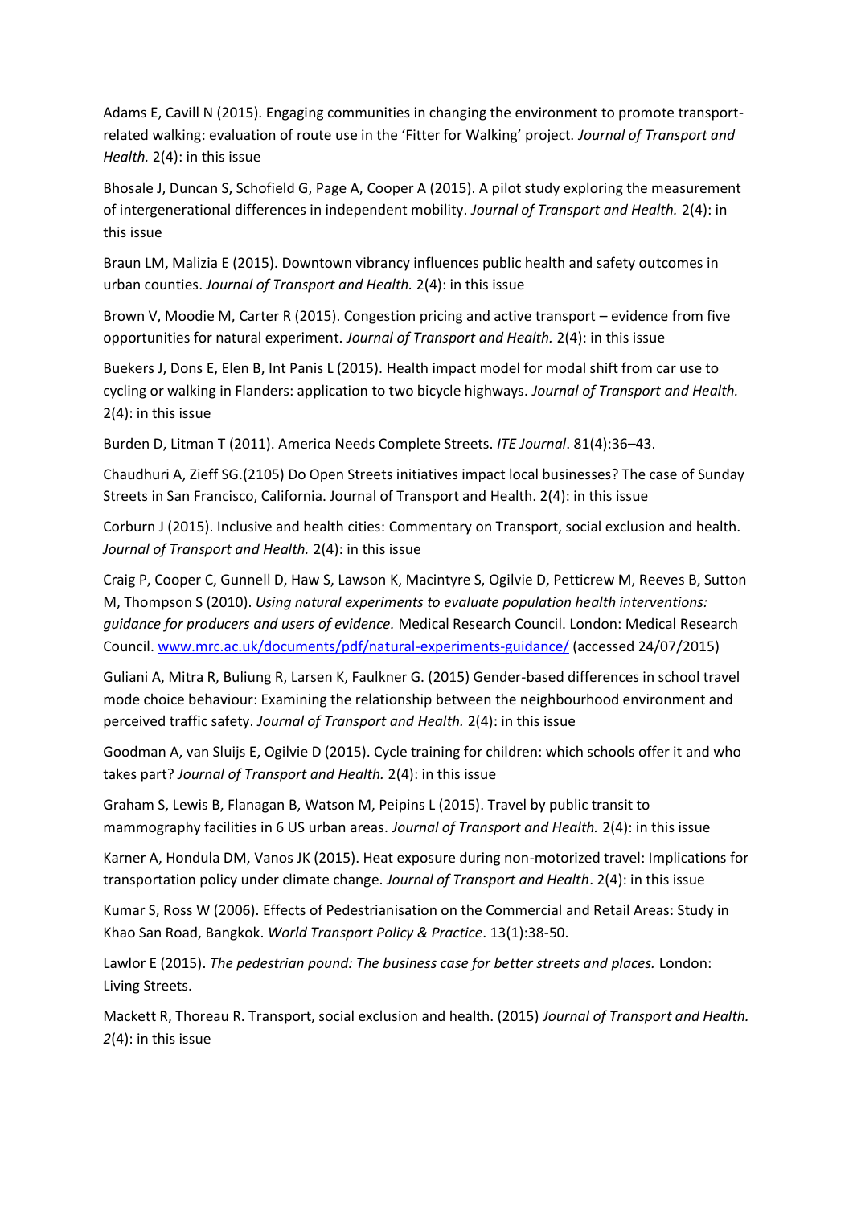Adams E, Cavill N (2015). Engaging communities in changing the environment to promote transport-related walking: evaluation of route use in the 'Fitter for Walking' project. *Journal of Transport and Health.* 2(4): in this issue

Bhosale J, Duncan S, Schofield G, Page A, Cooper A (2015). A pilot study exploring the measurement of intergenerational differences in independent mobility. *Journal of Transport and Health.* 2(4): in this issue

Braun LM, Malizia E (2015). Downtown vibrancy influences public health and safety outcomes in urban counties. *Journal of Transport and Health.* 2(4): in this issue

Brown V, Moodie M, Carter R (2015). Congestion pricing and active transport – evidence from five opportunities for natural experiment. *Journal of Transport and Health.* 2(4): in this issue

Buekers J, Dons E, Elen B, Int Panis L (2015). Health impact model for modal shift from car use to cycling or walking in Flanders: application to two bicycle highways. *Journal of Transport and Health.* 2(4): in this issue

Burden D, Litman T (2011). America Needs Complete Streets. *ITE Journal*. 81(4):36–43.

Chaudhuri A, Zieff SG.(2105) Do Open Streets initiatives impact local businesses? The case of Sunday Streets in San Francisco, California. Journal of Transport and Health. 2(4): in this issue

Corburn J (2015). Inclusive and health cities: Commentary on Transport, social exclusion and health. *Journal of Transport and Health.* 2(4): in this issue

Craig P, Cooper C, Gunnell D, Haw S, Lawson K, Macintyre S, Ogilvie D, Petticrew M, Reeves B, Sutton M, Thompson S (2010). *Using natural experiments to evaluate population health interventions: guidance for producers and users of evidence.* Medical Research Council. London: Medical Research Council. www.mrc.ac.uk/documents/pdf/natural-experiments-guidance/ (accessed 24/07/2015)

Guliani A, Mitra R, Buliung R, Larsen K, Faulkner G. (2015) Gender-based differences in school travel mode choice behaviour: Examining the relationship between the neighbourhood environment and perceived traffic safety. *Journal of Transport and Health.* 2(4): in this issue

Goodman A, van Sluijs E, Ogilvie D (2015). Cycle training for children: which schools offer it and who takes part? *Journal of Transport and Health.* 2(4): in this issue

Graham S, Lewis B, Flanagan B, Watson M, Peipins L (2015). Travel by public transit to mammography facilities in 6 US urban areas. *Journal of Transport and Health.* 2(4): in this issue

Karner A, Hondula DM, Vanos JK (2015). Heat exposure during non-motorized travel: Implications for transportation policy under climate change. *Journal of Transport and Health*. 2(4): in this issue

Kumar S, Ross W (2006). Effects of Pedestrianisation on the Commercial and Retail Areas: Study in Khao San Road, Bangkok. *World Transport Policy & Practice*. 13(1):38-50.

Lawlor E (2015). *The pedestrian pound: The business case for better streets and places.* London: Living Streets.

Mackett R, Thoreau R. Transport, social exclusion and health. (2015) *Journal of Transport and Health. 2*(4): in this issue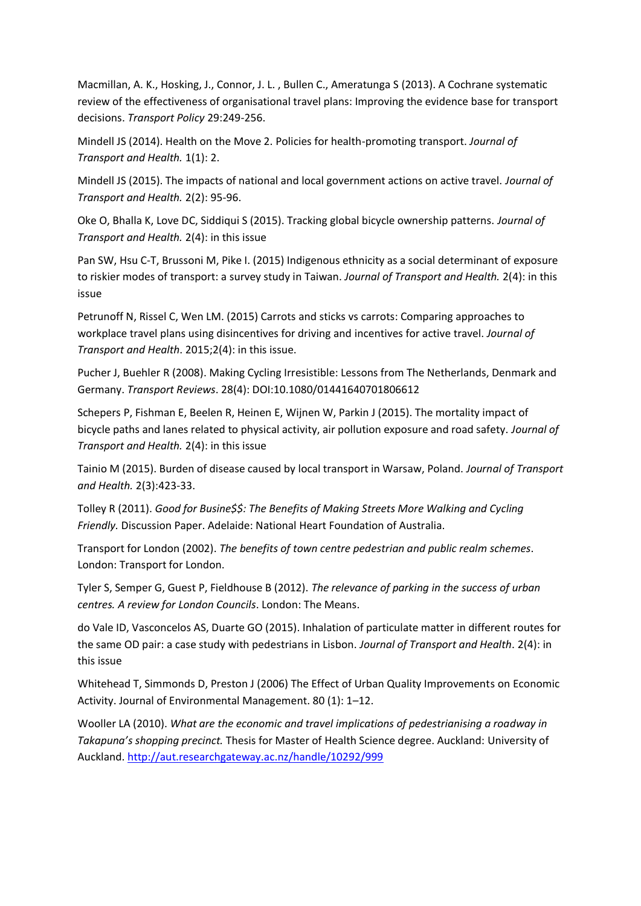Macmillan, A. K., Hosking, J., Connor, J. L. , Bullen C., Ameratunga S (2013). A Cochrane systematic review of the effectiveness of organisational travel plans: Improving the evidence base for transport decisions. *Transport Policy* 29:249-256.

Mindell JS (2014). Health on the Move 2. Policies for health-promoting transport. *Journal of Transport and Health.* 1(1): 2.

Mindell JS (2015). The impacts of national and local government actions on active travel. *Journal of Transport and Health.* 2(2): 95-96.

Oke O, Bhalla K, Love DC, Siddiqui S (2015). Tracking global bicycle ownership patterns. *Journal of Transport and Health.* 2(4): in this issue

Pan SW, Hsu C-T, Brussoni M, Pike I. (2015) Indigenous ethnicity as a social determinant of exposure to riskier modes of transport: a survey study in Taiwan. *Journal of Transport and Health.* 2(4): in this issue

Petrunoff N, Rissel C, Wen LM. (2015) Carrots and sticks vs carrots: Comparing approaches to workplace travel plans using disincentives for driving and incentives for active travel. *Journal of Transport and Health*. 2015;2(4): in this issue.

Pucher J, Buehler R (2008). Making Cycling Irresistible: Lessons from The Netherlands, Denmark and Germany. *Transport Reviews*. 28(4): DOI:10.1080/01441640701806612

Schepers P, Fishman E, Beelen R, Heinen E, Wijnen W, Parkin J (2015). The mortality impact of bicycle paths and lanes related to physical activity, air pollution exposure and road safety. *Journal of Transport and Health.* 2(4): in this issue

Tainio M (2015). Burden of disease caused by local transport in Warsaw, Poland. *Journal of Transport and Health.* 2(3):423-33.

Tolley R (2011). *Good for Busine$$: The Benefits of Making Streets More Walking and Cycling Friendly.* Discussion Paper. Adelaide: National Heart Foundation of Australia.

Transport for London (2002). *The benefits of town centre pedestrian and public realm schemes*. London: Transport for London.

Tyler S, Semper G, Guest P, Fieldhouse B (2012). *The relevance of parking in the success of urban centres. A review for London Councils*. London: The Means.

do Vale ID, Vasconcelos AS, Duarte GO (2015). Inhalation of particulate matter in different routes for the same OD pair: a case study with pedestrians in Lisbon. *Journal of Transport and Health*. 2(4): in this issue

Whitehead T, Simmonds D, Preston J (2006) The Effect of Urban Quality Improvements on Economic Activity. Journal of Environmental Management. 80 (1): 1–12.

Wooller LA (2010). *What are the economic and travel implications of pedestrianising a roadway in Takapuna's shopping precinct.* Thesis for Master of Health Science degree. Auckland: University of Auckland. http://aut.researchgateway.ac.nz/handle/10292/999